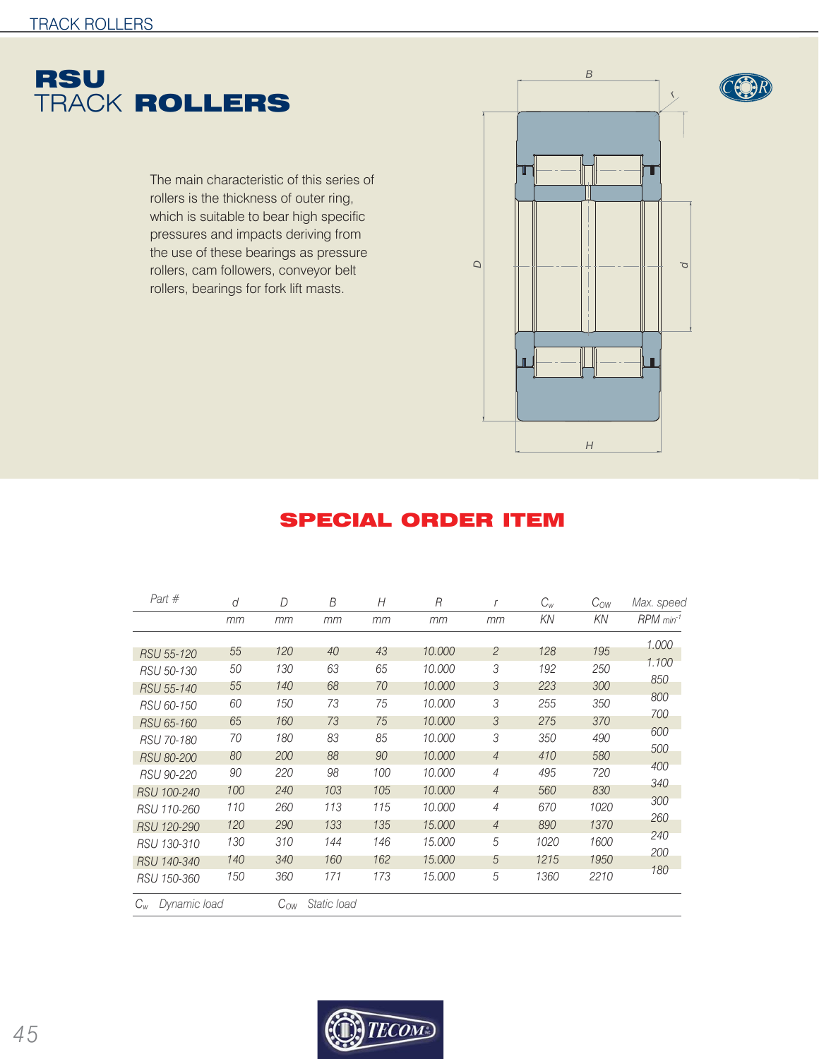# RSU TRACK ROLLERS

The main characteristic of this series of rollers is the thickness of outer ring, which is suitable to bear high specific pressures and impacts deriving from the use of these bearings as pressure rollers, cam followers, conveyor belt rollers, bearings for fork lift masts.

## SPECIAL ORDER ITEM

| Part # | d | D | B | H | R | r | $C_w$ | $C_{OW}$ | Max. speed |
|---|---|---|---|---|---|---|---|---|---|
| | mm | mm | mm | mm | mm | mm | KN | KN | RPM $min^{-1}$ |
| RSU 55-120 | 55 | 120 | 40 | 43 | 10.000 | 2 | 128 | 195 | 1.000 |
| RSU 50-130 | 50 | 130 | 63 | 65 | 10.000 | 3 | 192 | 250 | 1.100 |
| RSU 55-140 | 55 | 140 | 68 | 70 | 10.000 | 3 | 223 | 300 | 850 |
| RSU 60-150 | 60 | 150 | 73 | 75 | 10.000 | 3 | 255 | 350 | 800 |
| RSU 65-160 | 65 | 160 | 73 | 75 | 10.000 | 3 | 275 | 370 | 700 |
| RSU 70-180 | 70 | 180 | 83 | 85 | 10.000 | 3 | 350 | 490 | 600 |
| RSU 80-200 | 80 | 200 | 88 | 90 | 10.000 | 4 | 410 | 580 | 500 |
| RSU 90-220 | 90 | 220 | 98 | 100 | 10.000 | 4 | 495 | 720 | 400 |
| RSU 100-240 | 100 | 240 | 103 | 105 | 10.000 | 4 | 560 | 830 | 340 |
| RSU 110-260 | 110 | 260 | 113 | 115 | 10.000 | 4 | 670 | 1020 | 300 |
| RSU 120-290 | 120 | 290 | 133 | 135 | 15.000 | 4 | 890 | 1370 | 260 |
| RSU 130-310 | 130 | 310 | 144 | 146 | 15.000 | 5 | 1020 | 1600 | 240 |
| RSU 140-340 | 140 | 340 | 160 | 162 | 15.000 | 5 | 1215 | 1950 | 200 |
| RSU 150-360 | 150 | 360 | 171 | 173 | 15.000 | 5 | 1360 | 2210 | 180 |

$C_w$ Dynamic load $C_{OW}$ Static load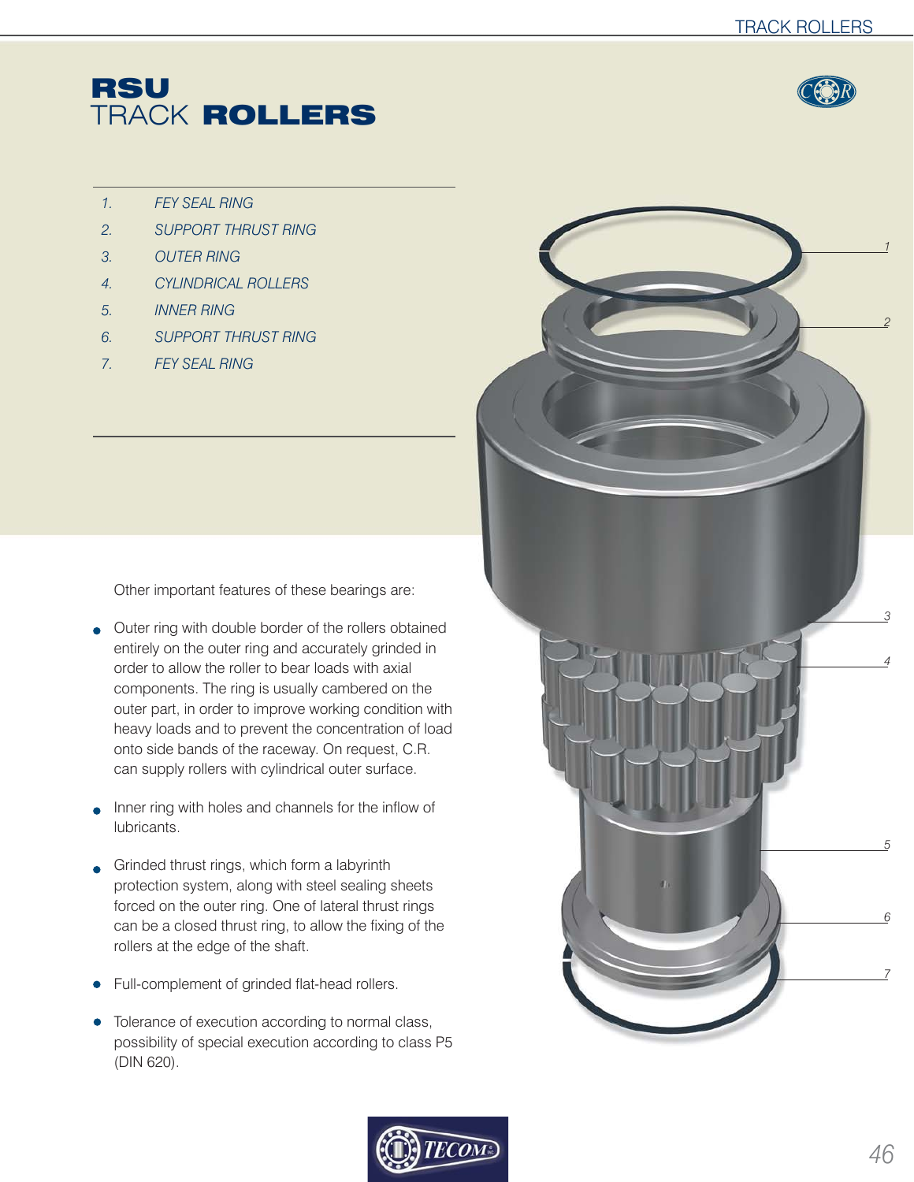# RSU TRACK ROLLERS

1. FEY SEAL RING
2. SUPPORT THRUST RING
3. OUTER RING
4. CYLINDRICAL ROLLERS
5. INNER RING
6. SUPPORT THRUST RING
7. FEY SEAL RING

Other important features of these bearings are:

- Outer ring with double border of the rollers obtained entirely on the outer ring and accurately grinded in order to allow the roller to bear loads with axial components. The ring is usually cambered on the outer part, in order to improve working condition with heavy loads and to prevent the concentration of load onto side bands of the raceway. On request, C.R. can supply rollers with cylindrical outer surface.
- Inner ring with holes and channels for the inflow of lubricants.
- Grinded thrust rings, which form a labyrinth protection system, along with steel sealing sheets forced on the outer ring. One of lateral thrust rings can be a closed thrust ring, to allow the fixing of the rollers at the edge of the shaft.
- Full-complement of grinded flat-head rollers.
- Tolerance of execution according to normal class, possibility of special execution according to class P5 (DIN 620).